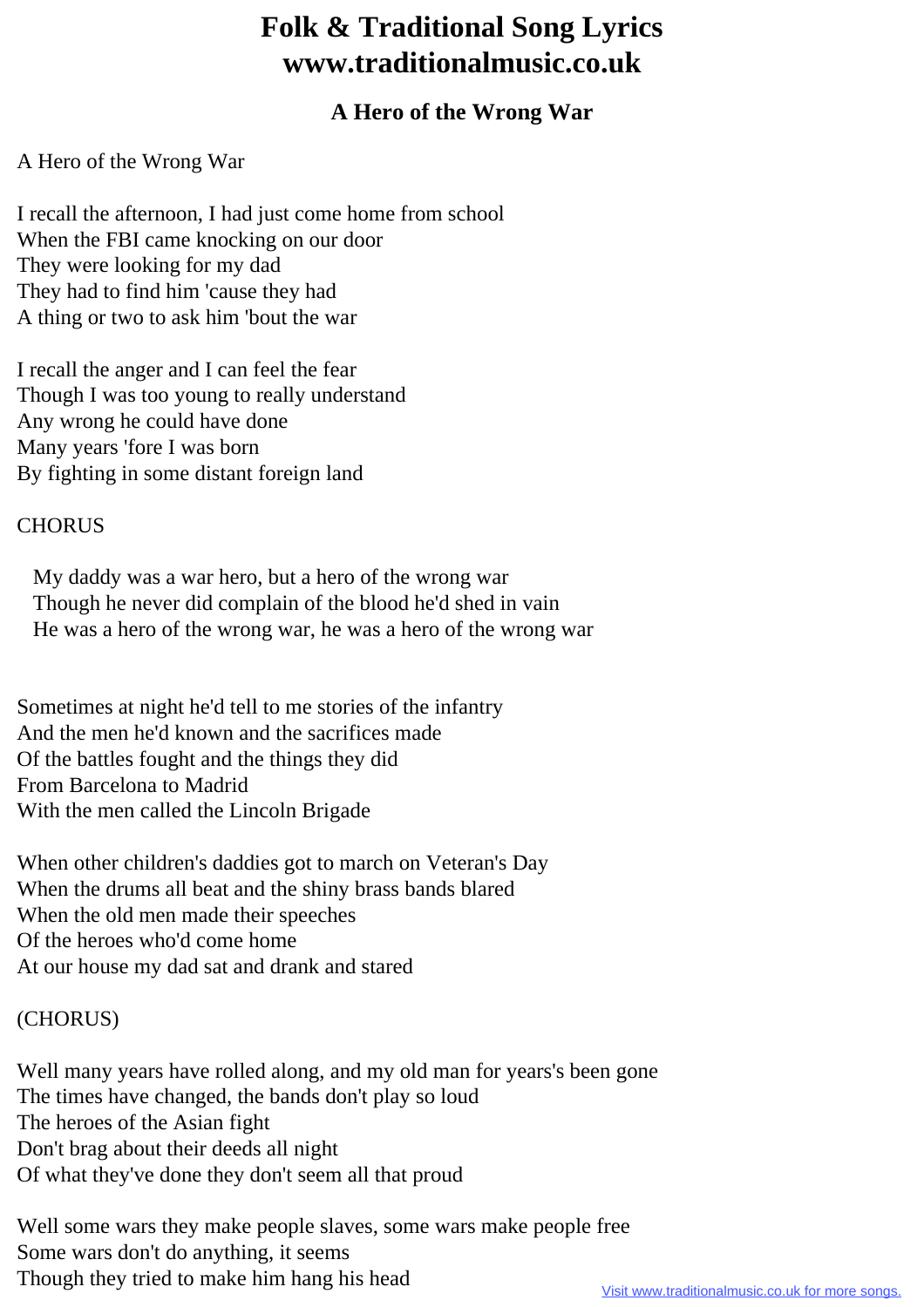# Folk & Traditional Song Lyrics
# www.traditionalmusic.co.uk

## A Hero of the Wrong War

A Hero of the Wrong War

I recall the afternoon, I had just come home from school
When the FBI came knocking on our door
They were looking for my dad
They had to find him 'cause they had
A thing or two to ask him 'bout the war

I recall the anger and I can feel the fear
Though I was too young to really understand
Any wrong he could have done
Many years 'fore I was born
By fighting in some distant foreign land

CHORUS

My daddy was a war hero, but a hero of the wrong war
Though he never did complain of the blood he'd shed in vain
He was a hero of the wrong war, he was a hero of the wrong war

Sometimes at night he'd tell to me stories of the infantry
And the men he'd known and the sacrifices made
Of the battles fought and the things they did
From Barcelona to Madrid
With the men called the Lincoln Brigade

When other children's daddies got to march on Veteran's Day
When the drums all beat and the shiny brass bands blared
When the old men made their speeches
Of the heroes who'd come home
At our house my dad sat and drank and stared

(CHORUS)

Well many years have rolled along, and my old man for years's been gone
The times have changed, the bands don't play so loud
The heroes of the Asian fight
Don't brag about their deeds all night
Of what they've done they don't seem all that proud

Well some wars they make people slaves, some wars make people free
Some wars don't do anything, it seems
Though they tried to make him hang his head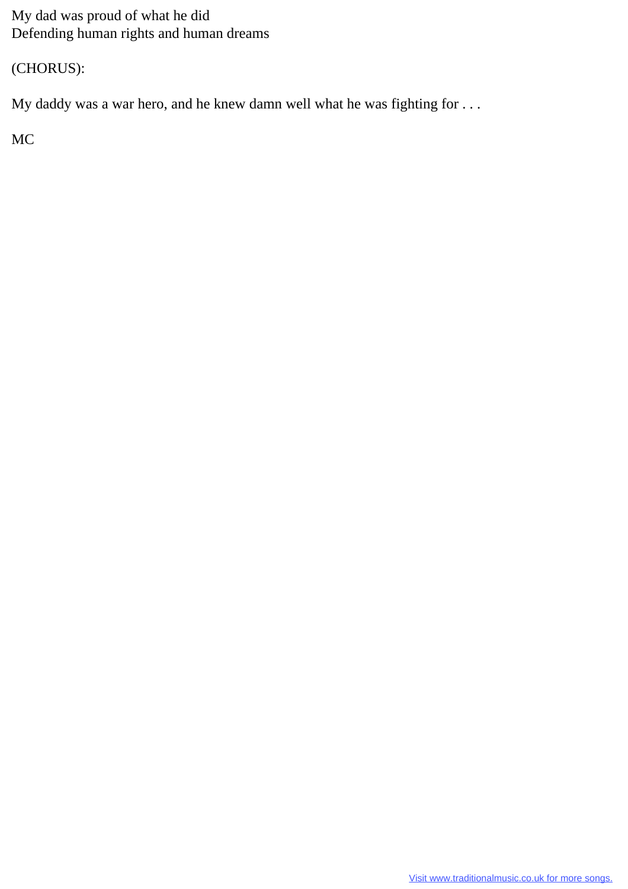My dad was proud of what he did
Defending human rights and human dreams

(CHORUS):

My daddy was a war hero, and he knew damn well what he was fighting for . . .

MC